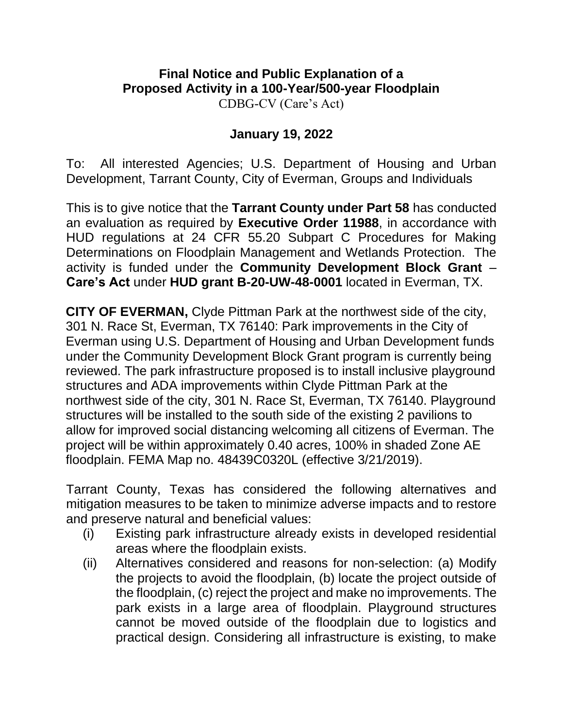**Final Notice and Public Explanation of a Proposed Activity in a 100-Year/500-year Floodplain**

CDBG-CV (Care's Act)

**January 19, 2022**

To: All interested Agencies; U.S. Department of Housing and Urban Development, Tarrant County, City of Everman, Groups and Individuals

This is to give notice that the **Tarrant County under Part 58** has conducted an evaluation as required by **Executive Order 11988**, in accordance with HUD regulations at 24 CFR 55.20 Subpart C Procedures for Making Determinations on Floodplain Management and Wetlands Protection. The activity is funded under the **Community Development Block Grant – Care's Act** under **HUD grant B-20-UW-48-0001** located in Everman, TX.

**CITY OF EVERMAN,** Clyde Pittman Park at the northwest side of the city, 301 N. Race St, Everman, TX 76140: Park improvements in the City of Everman using U.S. Department of Housing and Urban Development funds under the Community Development Block Grant program is currently being reviewed. The park infrastructure proposed is to install inclusive playground structures and ADA improvements within Clyde Pittman Park at the northwest side of the city, 301 N. Race St, Everman, TX 76140. Playground structures will be installed to the south side of the existing 2 pavilions to allow for improved social distancing welcoming all citizens of Everman. The project will be within approximately 0.40 acres, 100% in shaded Zone AE floodplain. FEMA Map no. 48439C0320L (effective 3/21/2019).

Tarrant County, Texas has considered the following alternatives and mitigation measures to be taken to minimize adverse impacts and to restore and preserve natural and beneficial values:

(i) Existing park infrastructure already exists in developed residential areas where the floodplain exists.

(ii) Alternatives considered and reasons for non-selection: (a) Modify the projects to avoid the floodplain, (b) locate the project outside of the floodplain, (c) reject the project and make no improvements. The park exists in a large area of floodplain. Playground structures cannot be moved outside of the floodplain due to logistics and practical design. Considering all infrastructure is existing, to make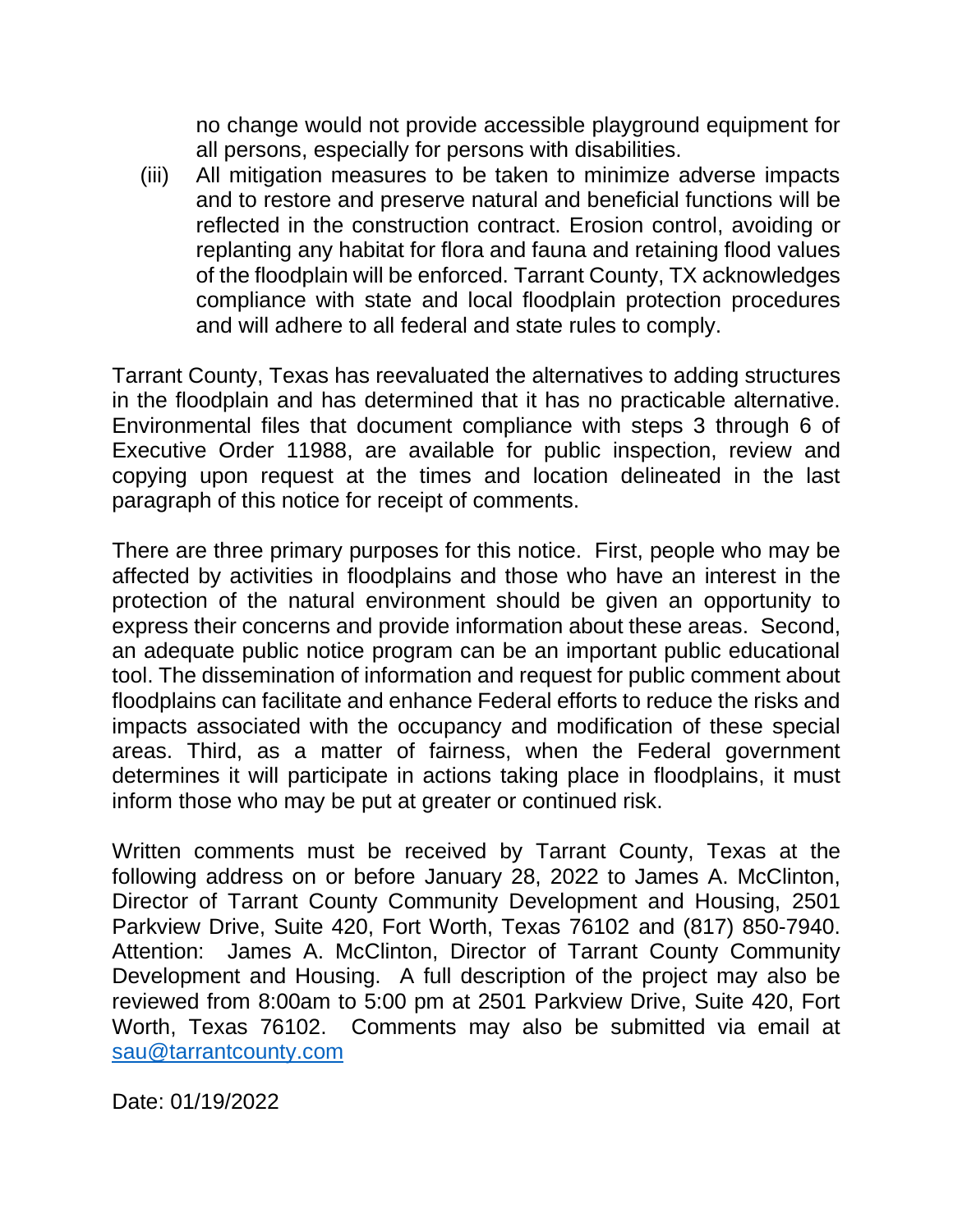no change would not provide accessible playground equipment for all persons, especially for persons with disabilities.

(iii) All mitigation measures to be taken to minimize adverse impacts and to restore and preserve natural and beneficial functions will be reflected in the construction contract. Erosion control, avoiding or replanting any habitat for flora and fauna and retaining flood values of the floodplain will be enforced. Tarrant County, TX acknowledges compliance with state and local floodplain protection procedures and will adhere to all federal and state rules to comply.

Tarrant County, Texas has reevaluated the alternatives to adding structures in the floodplain and has determined that it has no practicable alternative. Environmental files that document compliance with steps 3 through 6 of Executive Order 11988, are available for public inspection, review and copying upon request at the times and location delineated in the last paragraph of this notice for receipt of comments.

There are three primary purposes for this notice. First, people who may be affected by activities in floodplains and those who have an interest in the protection of the natural environment should be given an opportunity to express their concerns and provide information about these areas. Second, an adequate public notice program can be an important public educational tool. The dissemination of information and request for public comment about floodplains can facilitate and enhance Federal efforts to reduce the risks and impacts associated with the occupancy and modification of these special areas. Third, as a matter of fairness, when the Federal government determines it will participate in actions taking place in floodplains, it must inform those who may be put at greater or continued risk.

Written comments must be received by Tarrant County, Texas at the following address on or before January 28, 2022 to James A. McClinton, Director of Tarrant County Community Development and Housing, 2501 Parkview Drive, Suite 420, Fort Worth, Texas 76102 and (817) 850-7940. Attention: James A. McClinton, Director of Tarrant County Community Development and Housing. A full description of the project may also be reviewed from 8:00am to 5:00 pm at 2501 Parkview Drive, Suite 420, Fort Worth, Texas 76102. Comments may also be submitted via email at sau@tarrantcounty.com

Date: 01/19/2022